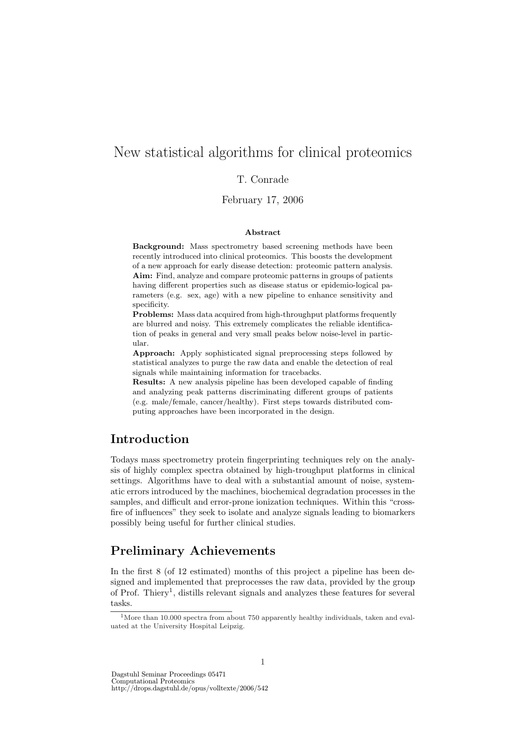# New statistical algorithms for clinical proteomics

T. Conrade

February 17, 2006

**Abstract**

**Background:** Mass spectrometry based screening methods have been recently introduced into clinical proteomics. This boosts the development of a new approach for early disease detection: proteomic pattern analysis.
**Aim:** Find, analyze and compare proteomic patterns in groups of patients having different properties such as disease status or epidemio-logical parameters (e.g. sex, age) with a new pipeline to enhance sensitivity and specificity.
**Problems:** Mass data acquired from high-throughput platforms frequently are blurred and noisy. This extremely complicates the reliable identification of peaks in general and very small peaks below noise-level in particular.
**Approach:** Apply sophisticated signal preprocessing steps followed by statistical analyzes to purge the raw data and enable the detection of real signals while maintaining information for tracebacks.
**Results:** A new analysis pipeline has been developed capable of finding and analyzing peak patterns discriminating different groups of patients (e.g. male/female, cancer/healthy). First steps towards distributed computing approaches have been incorporated in the design.

## Introduction

Todays mass spectrometry protein fingerprinting techniques rely on the analysis of highly complex spectra obtained by high-troughput platforms in clinical settings. Algorithms have to deal with a substantial amount of noise, systematic errors introduced by the machines, biochemical degradation processes in the samples, and difficult and error-prone ionization techniques. Within this "crossfire of influences" they seek to isolate and analyze signals leading to biomarkers possibly being useful for further clinical studies.

## Preliminary Achievements

In the first 8 (of 12 estimated) months of this project a pipeline has been designed and implemented that preprocesses the raw data, provided by the group of Prof. Thiery[1], distills relevant signals and analyzes these features for several tasks.

[1] More than 10.000 spectra from about 750 apparently healthy individuals, taken and evaluated at the University Hospital Leipzig.

Dagstuhl Seminar Proceedings 05471
Computational Proteomics
http://drops.dagstuhl.de/opus/volltexte/2006/542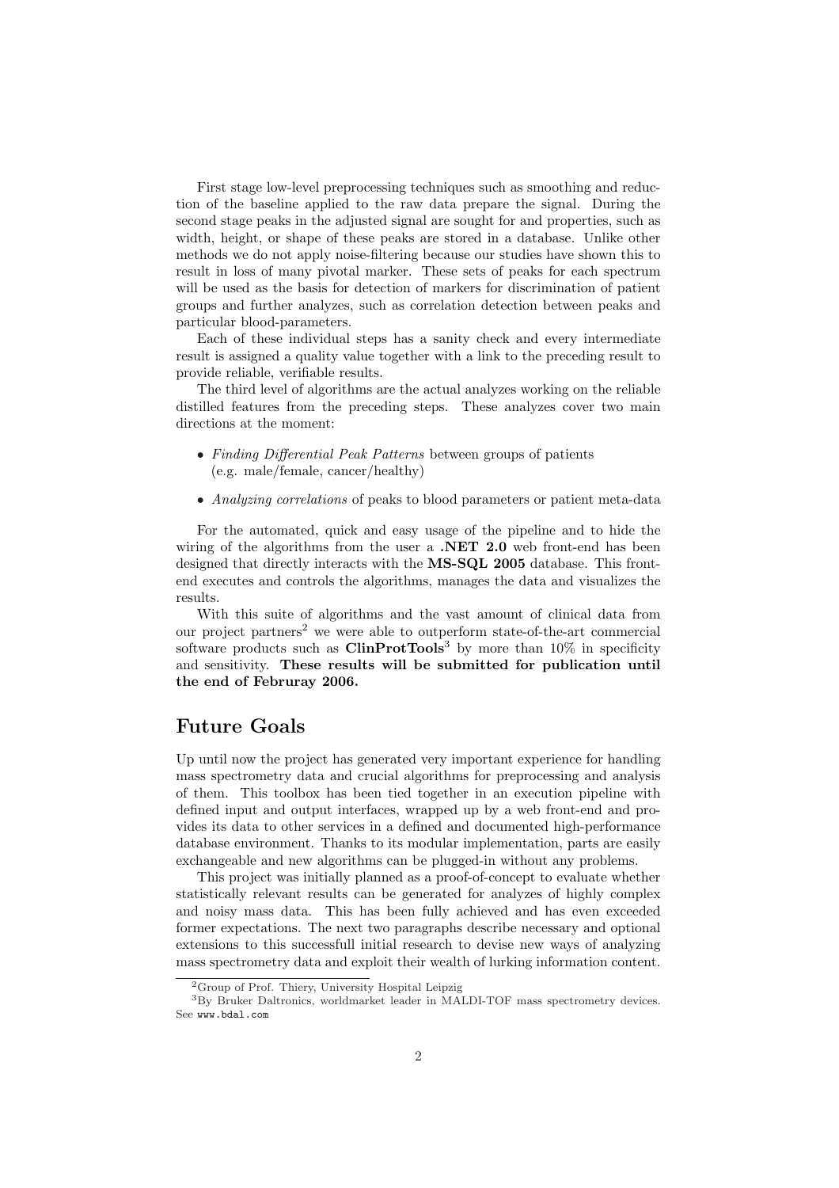First stage low-level preprocessing techniques such as smoothing and reduction of the baseline applied to the raw data prepare the signal. During the second stage peaks in the adjusted signal are sought for and properties, such as width, height, or shape of these peaks are stored in a database. Unlike other methods we do not apply noise-filtering because our studies have shown this to result in loss of many pivotal marker. These sets of peaks for each spectrum will be used as the basis for detection of markers for discrimination of patient groups and further analyzes, such as correlation detection between peaks and particular blood-parameters.

Each of these individual steps has a sanity check and every intermediate result is assigned a quality value together with a link to the preceding result to provide reliable, verifiable results.

The third level of algorithms are the actual analyzes working on the reliable distilled features from the preceding steps. These analyzes cover two main directions at the moment:

- *Finding Differential Peak Patterns* between groups of patients (e.g. male/female, cancer/healthy)
- *Analyzing correlations* of peaks to blood parameters or patient meta-data

For the automated, quick and easy usage of the pipeline and to hide the wiring of the algorithms from the user a **.NET 2.0** web front-end has been designed that directly interacts with the **MS-SQL 2005** database. This front-end executes and controls the algorithms, manages the data and visualizes the results.

With this suite of algorithms and the vast amount of clinical data from our project partners[2] we were able to outperform state-of-the-art commercial software products such as **ClinProtTools**[3] by more than 10% in specificity and sensitivity. **These results will be submitted for publication until the end of Februray 2006.**

## Future Goals

Up until now the project has generated very important experience for handling mass spectrometry data and crucial algorithms for preprocessing and analysis of them. This toolbox has been tied together in an execution pipeline with defined input and output interfaces, wrapped up by a web front-end and provides its data to other services in a defined and documented high-performance database environment. Thanks to its modular implementation, parts are easily exchangeable and new algorithms can be plugged-in without any problems.

This project was initially planned as a proof-of-concept to evaluate whether statistically relevant results can be generated for analyzes of highly complex and noisy mass data. This has been fully achieved and has even exceeded former expectations. The next two paragraphs describe necessary and optional extensions to this successfull initial research to devise new ways of analyzing mass spectrometry data and exploit their wealth of lurking information content.

[2] Group of Prof. Thiery, University Hospital Leipzig

[3] By Bruker Daltronics, worldmarket leader in MALDI-TOF mass spectrometry devices. See www.bdal.com